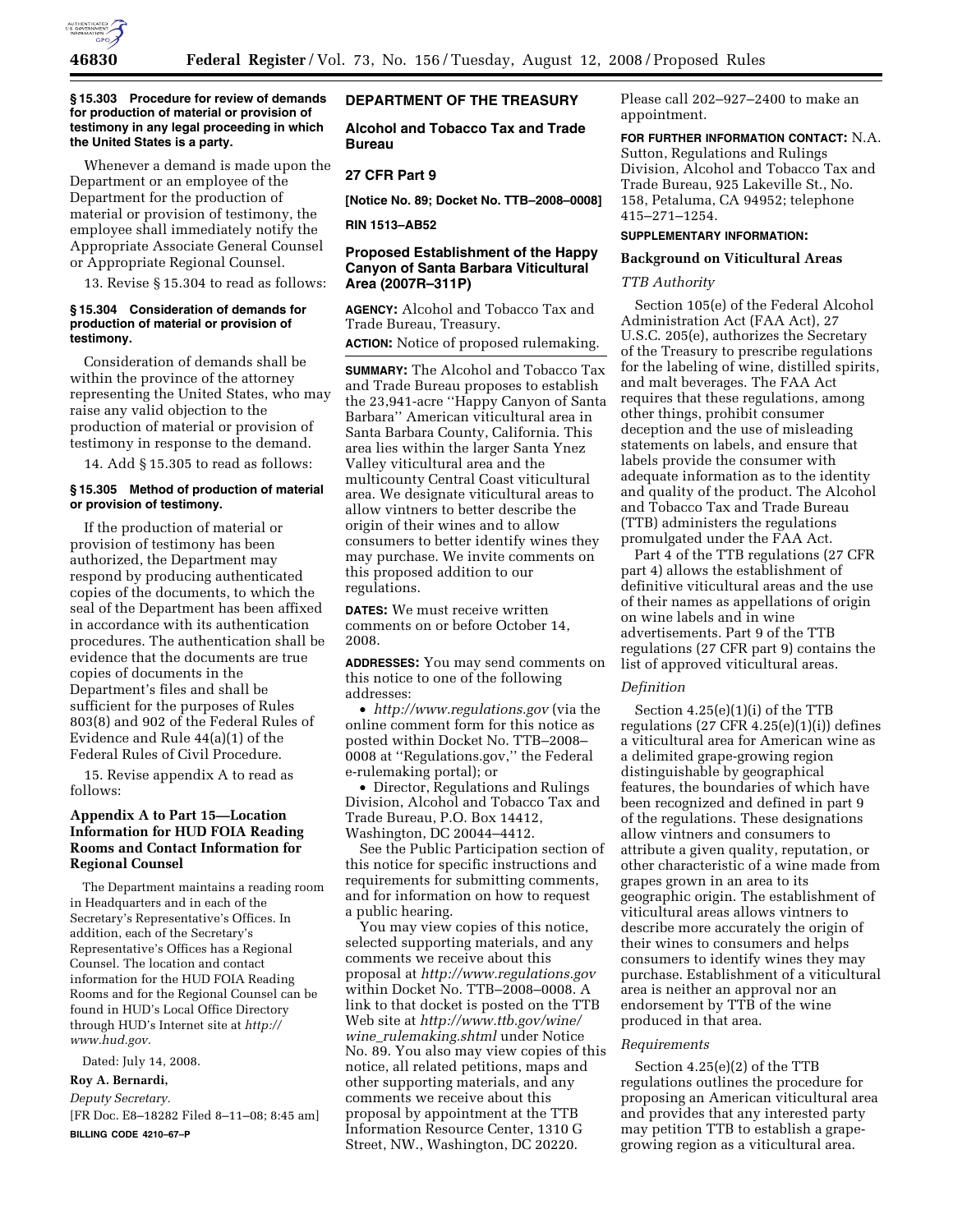### § 15.303 Procedure for review of demands for production of material or provision of testimony in any legal proceeding in which the United States is a party.

Whenever a demand is made upon the Department or an employee of the Department for the production of material or provision of testimony, the employee shall immediately notify the Appropriate Associate General Counsel or Appropriate Regional Counsel.

13. Revise § 15.304 to read as follows:

### § 15.304 Consideration of demands for production of material or provision of testimony.

Consideration of demands shall be within the province of the attorney representing the United States, who may raise any valid objection to the production of material or provision of testimony in response to the demand.

14. Add § 15.305 to read as follows:

### § 15.305 Method of production of material or provision of testimony.

If the production of material or provision of testimony has been authorized, the Department may respond by producing authenticated copies of the documents, to which the seal of the Department has been affixed in accordance with its authentication procedures. The authentication shall be evidence that the documents are true copies of documents in the Department's files and shall be sufficient for the purposes of Rules 803(8) and 902 of the Federal Rules of Evidence and Rule 44(a)(1) of the Federal Rules of Civil Procedure.

15. Revise appendix A to read as follows:

### Appendix A to Part 15—Location Information for HUD FOIA Reading Rooms and Contact Information for Regional Counsel

The Department maintains a reading room in Headquarters and in each of the Secretary's Representative's Offices. In addition, each of the Secretary's Representative's Offices has a Regional Counsel. The location and contact information for the HUD FOIA Reading Rooms and for the Regional Counsel can be found in HUD's Local Office Directory through HUD's Internet site at *http://www.hud.gov.*

Dated: July 14, 2008.

**Roy A. Bernardi,**

*Deputy Secretary.*

[FR Doc. E8–18282 Filed 8–11–08; 8:45 am]

**BILLING CODE 4210–67–P**

## DEPARTMENT OF THE TREASURY

## Alcohol and Tobacco Tax and Trade Bureau

## 27 CFR Part 9

**[Notice No. 89; Docket No. TTB–2008–0008]**

**RIN 1513–AB52**

## Proposed Establishment of the Happy Canyon of Santa Barbara Viticultural Area (2007R–311P)

**AGENCY:** Alcohol and Tobacco Tax and Trade Bureau, Treasury.

**ACTION:** Notice of proposed rulemaking.

**SUMMARY:** The Alcohol and Tobacco Tax and Trade Bureau proposes to establish the 23,941-acre ''Happy Canyon of Santa Barbara'' American viticultural area in Santa Barbara County, California. This area lies within the larger Santa Ynez Valley viticultural area and the multicounty Central Coast viticultural area. We designate viticultural areas to allow vintners to better describe the origin of their wines and to allow consumers to better identify wines they may purchase. We invite comments on this proposed addition to our regulations.

**DATES:** We must receive written comments on or before October 14, 2008.

**ADDRESSES:** You may send comments on this notice to one of the following addresses:

- *http://www.regulations.gov* (via the online comment form for this notice as posted within Docket No. TTB–2008–0008 at ''Regulations.gov,'' the Federal e-rulemaking portal); or
- Director, Regulations and Rulings Division, Alcohol and Tobacco Tax and Trade Bureau, P.O. Box 14412, Washington, DC 20044–4412.

See the Public Participation section of this notice for specific instructions and requirements for submitting comments, and for information on how to request a public hearing.

You may view copies of this notice, selected supporting materials, and any comments we receive about this proposal at *http://www.regulations.gov* within Docket No. TTB–2008–0008. A link to that docket is posted on the TTB Web site at *http://www.ttb.gov/wine/wine_rulemaking.shtml* under Notice No. 89. You also may view copies of this notice, all related petitions, maps and other supporting materials, and any comments we receive about this proposal by appointment at the TTB Information Resource Center, 1310 G Street, NW., Washington, DC 20220. Please call 202–927–2400 to make an appointment.

**FOR FURTHER INFORMATION CONTACT:** N.A. Sutton, Regulations and Rulings Division, Alcohol and Tobacco Tax and Trade Bureau, 925 Lakeville St., No. 158, Petaluma, CA 94952; telephone 415–271–1254.

**SUPPLEMENTARY INFORMATION:**

### Background on Viticultural Areas

*TTB Authority*

Section 105(e) of the Federal Alcohol Administration Act (FAA Act), 27 U.S.C. 205(e), authorizes the Secretary of the Treasury to prescribe regulations for the labeling of wine, distilled spirits, and malt beverages. The FAA Act requires that these regulations, among other things, prohibit consumer deception and the use of misleading statements on labels, and ensure that labels provide the consumer with adequate information as to the identity and quality of the product. The Alcohol and Tobacco Tax and Trade Bureau (TTB) administers the regulations promulgated under the FAA Act.

Part 4 of the TTB regulations (27 CFR part 4) allows the establishment of definitive viticultural areas and the use of their names as appellations of origin on wine labels and in wine advertisements. Part 9 of the TTB regulations (27 CFR part 9) contains the list of approved viticultural areas.

*Definition*

Section 4.25(e)(1)(i) of the TTB regulations (27 CFR 4.25(e)(1)(i)) defines a viticultural area for American wine as a delimited grape-growing region distinguishable by geographical features, the boundaries of which have been recognized and defined in part 9 of the regulations. These designations allow vintners and consumers to attribute a given quality, reputation, or other characteristic of a wine made from grapes grown in an area to its geographic origin. The establishment of viticultural areas allows vintners to describe more accurately the origin of their wines to consumers and helps consumers to identify wines they may purchase. Establishment of a viticultural area is neither an approval nor an endorsement by TTB of the wine produced in that area.

*Requirements*

Section 4.25(e)(2) of the TTB regulations outlines the procedure for proposing an American viticultural area and provides that any interested party may petition TTB to establish a grape-growing region as a viticultural area.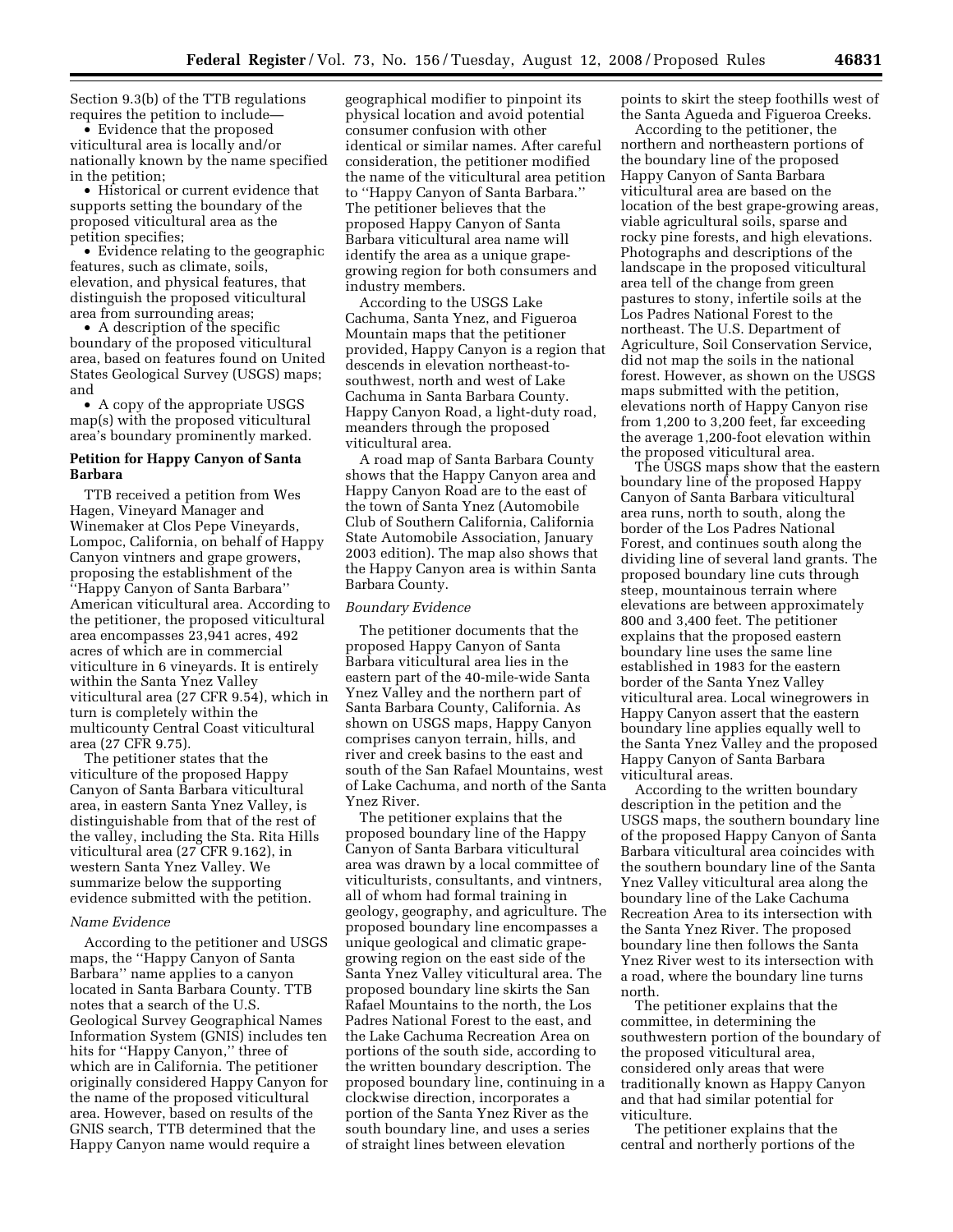Section 9.3(b) of the TTB regulations requires the petition to include—

- Evidence that the proposed viticultural area is locally and/or nationally known by the name specified in the petition;
- Historical or current evidence that supports setting the boundary of the proposed viticultural area as the petition specifies;
- Evidence relating to the geographic features, such as climate, soils, elevation, and physical features, that distinguish the proposed viticultural area from surrounding areas;
- A description of the specific boundary of the proposed viticultural area, based on features found on United States Geological Survey (USGS) maps; and
- A copy of the appropriate USGS map(s) with the proposed viticultural area's boundary prominently marked.

## Petition for Happy Canyon of Santa Barbara

TTB received a petition from Wes Hagen, Vineyard Manager and Winemaker at Clos Pepe Vineyards, Lompoc, California, on behalf of Happy Canyon vintners and grape growers, proposing the establishment of the ''Happy Canyon of Santa Barbara'' American viticultural area. According to the petitioner, the proposed viticultural area encompasses 23,941 acres, 492 acres of which are in commercial viticulture in 6 vineyards. It is entirely within the Santa Ynez Valley viticultural area (27 CFR 9.54), which in turn is completely within the multicounty Central Coast viticultural area (27 CFR 9.75).

The petitioner states that the viticulture of the proposed Happy Canyon of Santa Barbara viticultural area, in eastern Santa Ynez Valley, is distinguishable from that of the rest of the valley, including the Sta. Rita Hills viticultural area (27 CFR 9.162), in western Santa Ynez Valley. We summarize below the supporting evidence submitted with the petition.

### *Name Evidence*

According to the petitioner and USGS maps, the ''Happy Canyon of Santa Barbara'' name applies to a canyon located in Santa Barbara County. TTB notes that a search of the U.S. Geological Survey Geographical Names Information System (GNIS) includes ten hits for ''Happy Canyon,'' three of which are in California. The petitioner originally considered Happy Canyon for the name of the proposed viticultural area. However, based on results of the GNIS search, TTB determined that the Happy Canyon name would require a geographical modifier to pinpoint its physical location and avoid potential consumer confusion with other identical or similar names. After careful consideration, the petitioner modified the name of the viticultural area petition to ''Happy Canyon of Santa Barbara.'' The petitioner believes that the proposed Happy Canyon of Santa Barbara viticultural area name will identify the area as a unique grape-growing region for both consumers and industry members.

According to the USGS Lake Cachuma, Santa Ynez, and Figueroa Mountain maps that the petitioner provided, Happy Canyon is a region that descends in elevation northeast-to-southwest, north and west of Lake Cachuma in Santa Barbara County. Happy Canyon Road, a light-duty road, meanders through the proposed viticultural area.

A road map of Santa Barbara County shows that the Happy Canyon area and Happy Canyon Road are to the east of the town of Santa Ynez (Automobile Club of Southern California, California State Automobile Association, January 2003 edition). The map also shows that the Happy Canyon area is within Santa Barbara County.

### *Boundary Evidence*

The petitioner documents that the proposed Happy Canyon of Santa Barbara viticultural area lies in the eastern part of the 40-mile-wide Santa Ynez Valley and the northern part of Santa Barbara County, California. As shown on USGS maps, Happy Canyon comprises canyon terrain, hills, and river and creek basins to the east and south of the San Rafael Mountains, west of Lake Cachuma, and north of the Santa Ynez River.

The petitioner explains that the proposed boundary line of the Happy Canyon of Santa Barbara viticultural area was drawn by a local committee of viticulturists, consultants, and vintners, all of whom had formal training in geology, geography, and agriculture. The proposed boundary line encompasses a unique geological and climatic grape-growing region on the east side of the Santa Ynez Valley viticultural area. The proposed boundary line skirts the San Rafael Mountains to the north, the Los Padres National Forest to the east, and the Lake Cachuma Recreation Area on portions of the south side, according to the written boundary description. The proposed boundary line, continuing in a clockwise direction, incorporates a portion of the Santa Ynez River as the south boundary line, and uses a series of straight lines between elevation points to skirt the steep foothills west of the Santa Agueda and Figueroa Creeks.

According to the petitioner, the northern and northeastern portions of the boundary line of the proposed Happy Canyon of Santa Barbara viticultural area are based on the location of the best grape-growing areas, viable agricultural soils, sparse and rocky pine forests, and high elevations. Photographs and descriptions of the landscape in the proposed viticultural area tell of the change from green pastures to stony, infertile soils at the Los Padres National Forest to the northeast. The U.S. Department of Agriculture, Soil Conservation Service, did not map the soils in the national forest. However, as shown on the USGS maps submitted with the petition, elevations north of Happy Canyon rise from 1,200 to 3,200 feet, far exceeding the average 1,200-foot elevation within the proposed viticultural area.

The USGS maps show that the eastern boundary line of the proposed Happy Canyon of Santa Barbara viticultural area runs, north to south, along the border of the Los Padres National Forest, and continues south along the dividing line of several land grants. The proposed boundary line cuts through steep, mountainous terrain where elevations are between approximately 800 and 3,400 feet. The petitioner explains that the proposed eastern boundary line uses the same line established in 1983 for the eastern border of the Santa Ynez Valley viticultural area. Local winegrowers in Happy Canyon assert that the eastern boundary line applies equally well to the Santa Ynez Valley and the proposed Happy Canyon of Santa Barbara viticultural areas.

According to the written boundary description in the petition and the USGS maps, the southern boundary line of the proposed Happy Canyon of Santa Barbara viticultural area coincides with the southern boundary line of the Santa Ynez Valley viticultural area along the boundary line of the Lake Cachuma Recreation Area to its intersection with the Santa Ynez River. The proposed boundary line then follows the Santa Ynez River west to its intersection with a road, where the boundary line turns north.

The petitioner explains that the committee, in determining the southwestern portion of the boundary of the proposed viticultural area, considered only areas that were traditionally known as Happy Canyon and that had similar potential for viticulture.

The petitioner explains that the central and northerly portions of the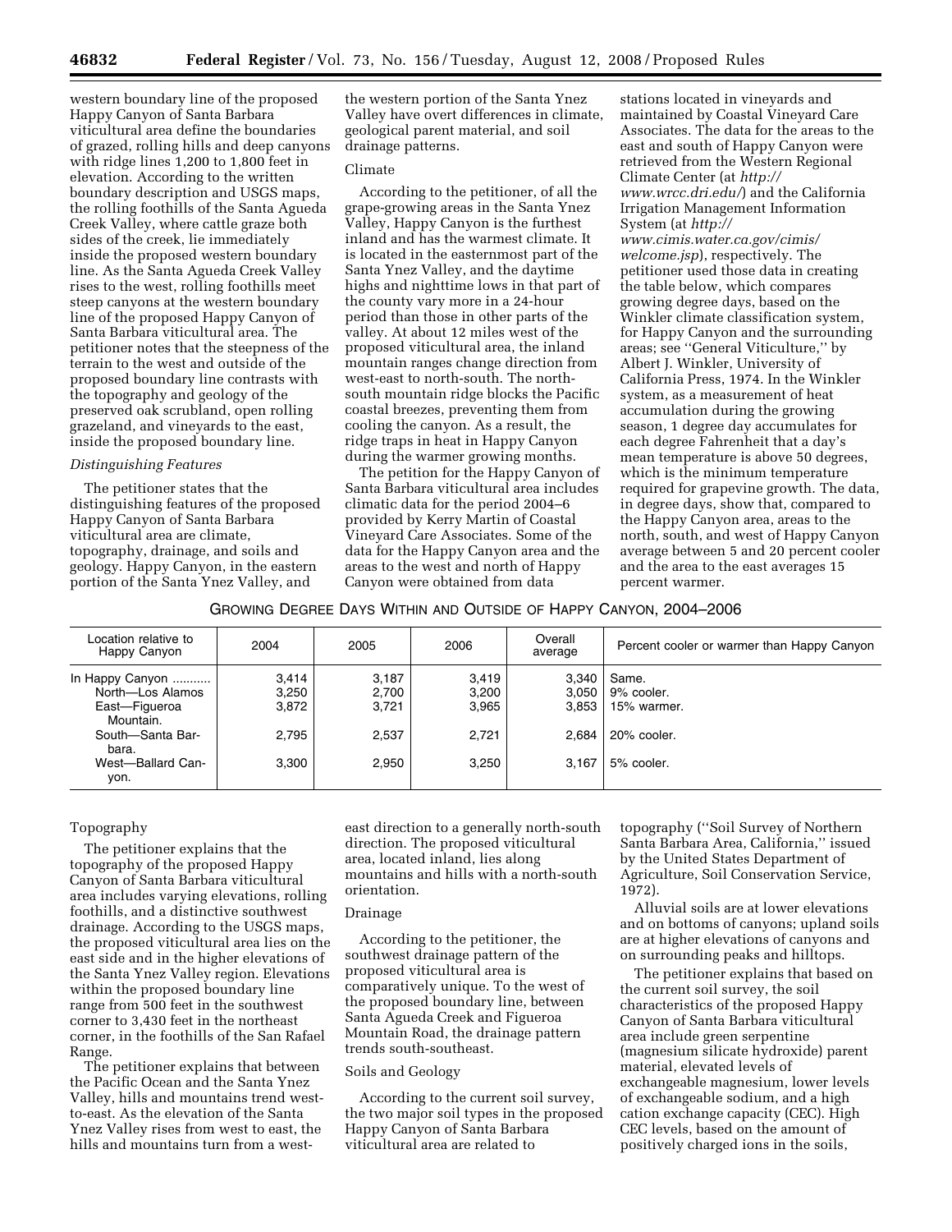western boundary line of the proposed Happy Canyon of Santa Barbara viticultural area define the boundaries of grazed, rolling hills and deep canyons with ridge lines 1,200 to 1,800 feet in elevation. According to the written boundary description and USGS maps, the rolling foothills of the Santa Agueda Creek Valley, where cattle graze both sides of the creek, lie immediately inside the proposed western boundary line. As the Santa Agueda Creek Valley rises to the west, rolling foothills meet steep canyons at the western boundary line of the proposed Happy Canyon of Santa Barbara viticultural area. The petitioner notes that the steepness of the terrain to the west and outside of the proposed boundary line contrasts with the topography and geology of the preserved oak scrubland, open rolling grazeland, and vineyards to the east, inside the proposed boundary line.

*Distinguishing Features*

The petitioner states that the distinguishing features of the proposed Happy Canyon of Santa Barbara viticultural area are climate, topography, drainage, and soils and geology. Happy Canyon, in the eastern portion of the Santa Ynez Valley, and the western portion of the Santa Ynez Valley have overt differences in climate, geological parent material, and soil drainage patterns.

Climate

According to the petitioner, of all the grape-growing areas in the Santa Ynez Valley, Happy Canyon is the furthest inland and has the warmest climate. It is located in the easternmost part of the Santa Ynez Valley, and the daytime highs and nighttime lows in that part of the county vary more in a 24-hour period than those in other parts of the valley. At about 12 miles west of the proposed viticultural area, the inland mountain ranges change direction from west-east to north-south. The north-south mountain ridge blocks the Pacific coastal breezes, preventing them from cooling the canyon. As a result, the ridge traps in heat in Happy Canyon during the warmer growing months.

The petition for the Happy Canyon of Santa Barbara viticultural area includes climatic data for the period 2004–6 provided by Kerry Martin of Coastal Vineyard Care Associates. Some of the data for the Happy Canyon area and the areas to the west and north of Happy Canyon were obtained from data stations located in vineyards and maintained by Coastal Vineyard Care Associates. The data for the areas to the east and south of Happy Canyon were retrieved from the Western Regional Climate Center (at *http://www.wrcc.dri.edu/*) and the California Irrigation Management Information System (at *http://www.cimis.water.ca.gov/cimis/welcome.jsp*), respectively. The petitioner used those data in creating the table below, which compares growing degree days, based on the Winkler climate classification system, for Happy Canyon and the surrounding areas; see ''General Viticulture,'' by Albert J. Winkler, University of California Press, 1974. In the Winkler system, as a measurement of heat accumulation during the growing season, 1 degree day accumulates for each degree Fahrenheit that a day's mean temperature is above 50 degrees, which is the minimum temperature required for grapevine growth. The data, in degree days, show that, compared to the Happy Canyon area, areas to the north, south, and west of Happy Canyon average between 5 and 20 percent cooler and the area to the east averages 15 percent warmer.

GROWING DEGREE DAYS WITHIN AND OUTSIDE OF HAPPY CANYON, 2004–2006

| Location relative to Happy Canyon | 2004 | 2005 | 2006 | Overall average | Percent cooler or warmer than Happy Canyon |
|---|---|---|---|---|---|
| In Happy Canyon | 3,414 | 3,187 | 3,419 | 3,340 | Same. |
| North—Los Alamos | 3,250 | 2,700 | 3,200 | 3,050 | 9% cooler. |
| East—Figueroa Mountain. | 3,872 | 3,721 | 3,965 | 3,853 | 15% warmer. |
| South—Santa Barbara. | 2,795 | 2,537 | 2,721 | 2,684 | 20% cooler. |
| West—Ballard Canyon. | 3,300 | 2,950 | 3,250 | 3,167 | 5% cooler. |

Topography

The petitioner explains that the topography of the proposed Happy Canyon of Santa Barbara viticultural area includes varying elevations, rolling foothills, and a distinctive southwest drainage. According to the USGS maps, the proposed viticultural area lies on the east side and in the higher elevations of the Santa Ynez Valley region. Elevations within the proposed boundary line range from 500 feet in the southwest corner to 3,430 feet in the northeast corner, in the foothills of the San Rafael Range.

The petitioner explains that between the Pacific Ocean and the Santa Ynez Valley, hills and mountains trend west-to-east. As the elevation of the Santa Ynez Valley rises from west to east, the hills and mountains turn from a west-east direction to a generally north-south direction. The proposed viticultural area, located inland, lies along mountains and hills with a north-south orientation.

Drainage

According to the petitioner, the southwest drainage pattern of the proposed viticultural area is comparatively unique. To the west of the proposed boundary line, between Santa Agueda Creek and Figueroa Mountain Road, the drainage pattern trends south-southeast.

Soils and Geology

According to the current soil survey, the two major soil types in the proposed Happy Canyon of Santa Barbara viticultural area are related to topography (''Soil Survey of Northern Santa Barbara Area, California,'' issued by the United States Department of Agriculture, Soil Conservation Service, 1972).

Alluvial soils are at lower elevations and on bottoms of canyons; upland soils are at higher elevations of canyons and on surrounding peaks and hilltops.

The petitioner explains that based on the current soil survey, the soil characteristics of the proposed Happy Canyon of Santa Barbara viticultural area include green serpentine (magnesium silicate hydroxide) parent material, elevated levels of exchangeable magnesium, lower levels of exchangeable sodium, and a high cation exchange capacity (CEC). High CEC levels, based on the amount of positively charged ions in the soils,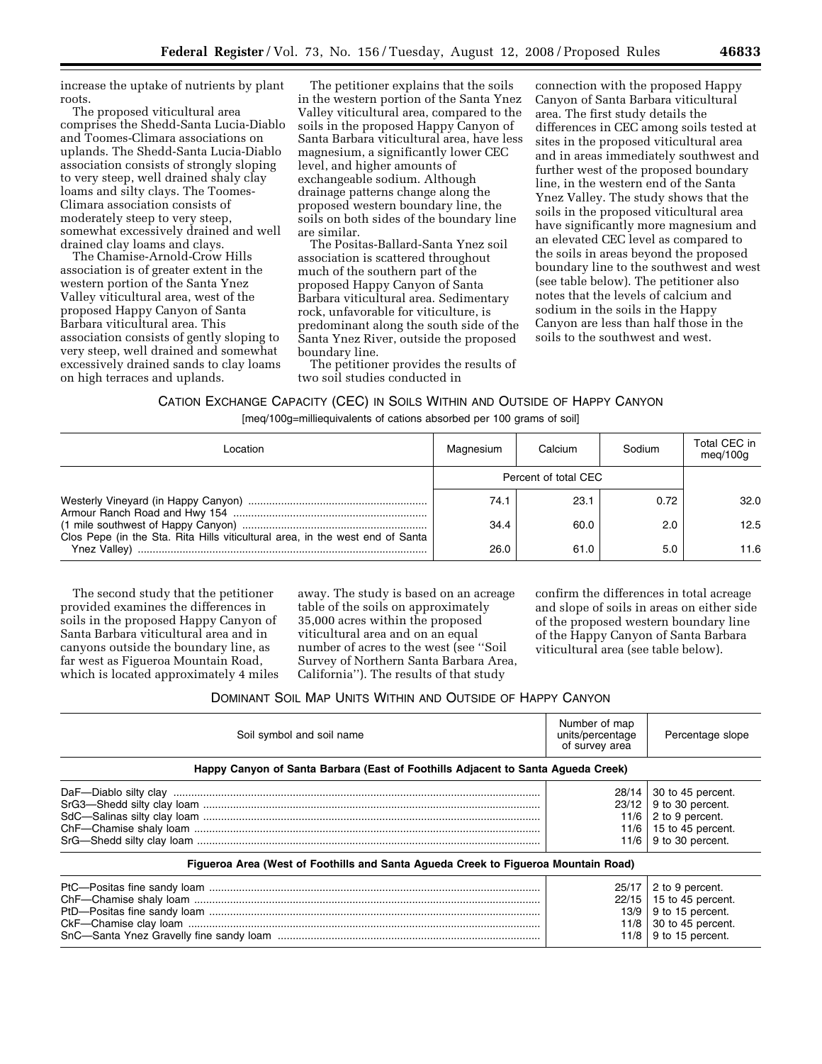increase the uptake of nutrients by plant roots.

The proposed viticultural area comprises the Shedd-Santa Lucia-Diablo and Toomes-Climara associations on uplands. The Shedd-Santa Lucia-Diablo association consists of strongly sloping to very steep, well drained shaly clay loams and silty clays. The Toomes-Climara association consists of moderately steep to very steep, somewhat excessively drained and well drained clay loams and clays.

The Chamise-Arnold-Crow Hills association is of greater extent in the western portion of the Santa Ynez Valley viticultural area, west of the proposed Happy Canyon of Santa Barbara viticultural area. This association consists of gently sloping to very steep, well drained and somewhat excessively drained sands to clay loams on high terraces and uplands.

The petitioner explains that the soils in the western portion of the Santa Ynez Valley viticultural area, compared to the soils in the proposed Happy Canyon of Santa Barbara viticultural area, have less magnesium, a significantly lower CEC level, and higher amounts of exchangeable sodium. Although drainage patterns change along the proposed western boundary line, the soils on both sides of the boundary line are similar.

The Positas-Ballard-Santa Ynez soil association is scattered throughout much of the southern part of the proposed Happy Canyon of Santa Barbara viticultural area. Sedimentary rock, unfavorable for viticulture, is predominant along the south side of the Santa Ynez River, outside the proposed boundary line.

The petitioner provides the results of two soil studies conducted in connection with the proposed Happy Canyon of Santa Barbara viticultural area. The first study details the differences in CEC among soils tested at sites in the proposed viticultural area and in areas immediately southwest and further west of the proposed boundary line, in the western end of the Santa Ynez Valley. The study shows that the soils in the proposed viticultural area have significantly more magnesium and an elevated CEC level as compared to the soils in areas beyond the proposed boundary line to the southwest and west (see table below). The petitioner also notes that the levels of calcium and sodium in the soils in the Happy Canyon are less than half those in the soils to the southwest and west.

CATION EXCHANGE CAPACITY (CEC) IN SOILS WITHIN AND OUTSIDE OF HAPPY CANYON

[meq/100g=milliequivalents of cations absorbed per 100 grams of soil]

| Location | Magnesium | Calcium | Sodium | Total CEC in meq/100g |
|---|---|---|---|---|
| | Percent of total CEC | | | |
| Westerly Vineyard (in Happy Canyon) | 74.1 | 23.1 | 0.72 | 32.0 |
| Armour Ranch Road and Hwy 154 (1 mile southwest of Happy Canyon) | 34.4 | 60.0 | 2.0 | 12.5 |
| Clos Pepe (in the Sta. Rita Hills viticultural area, in the west end of Santa Ynez Valley) | 26.0 | 61.0 | 5.0 | 11.6 |

The second study that the petitioner provided examines the differences in soils in the proposed Happy Canyon of Santa Barbara viticultural area and in canyons outside the boundary line, as far west as Figueroa Mountain Road, which is located approximately 4 miles away. The study is based on an acreage table of the soils on approximately 35,000 acres within the proposed viticultural area and on an equal number of acres to the west (see ''Soil Survey of Northern Santa Barbara Area, California''). The results of that study confirm the differences in total acreage and slope of soils in areas on either side of the proposed western boundary line of the Happy Canyon of Santa Barbara viticultural area (see table below).

DOMINANT SOIL MAP UNITS WITHIN AND OUTSIDE OF HAPPY CANYON

| Soil symbol and soil name | Number of map units/percentage of survey area | Percentage slope |
|---|---|---|
| **Happy Canyon of Santa Barbara (East of Foothills Adjacent to Santa Agueda Creek)** | | |
| DaF—Diablo silty clay | 28/14 | 30 to 45 percent. |
| SrG3—Shedd silty clay loam | 23/12 | 9 to 30 percent. |
| SdC—Salinas silty clay loam | 11/6 | 2 to 9 percent. |
| ChF—Chamise shaly loam | 11/6 | 15 to 45 percent. |
| SrG—Shedd silty clay loam | 11/6 | 9 to 30 percent. |
| **Figueroa Area (West of Foothills and Santa Agueda Creek to Figueroa Mountain Road)** | | |
| PtC—Positas fine sandy loam | 25/17 | 2 to 9 percent. |
| ChF—Chamise shaly loam | 22/15 | 15 to 45 percent. |
| PtD—Positas fine sandy loam | 13/9 | 9 to 15 percent. |
| CkF—Chamise clay loam | 11/8 | 30 to 45 percent. |
| SnC—Santa Ynez Gravelly fine sandy loam | 11/8 | 9 to 15 percent. |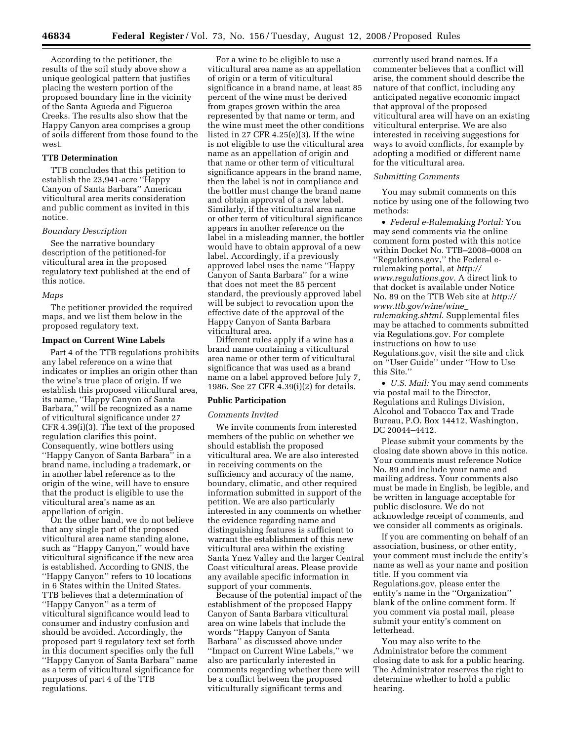According to the petitioner, the results of the soil study above show a unique geological pattern that justifies placing the western portion of the proposed boundary line in the vicinity of the Santa Agueda and Figueroa Creeks. The results also show that the Happy Canyon area comprises a group of soils different from those found to the west.

**TTB Determination**

TTB concludes that this petition to establish the 23,941-acre ''Happy Canyon of Santa Barbara'' American viticultural area merits consideration and public comment as invited in this notice.

*Boundary Description*

See the narrative boundary description of the petitioned-for viticultural area in the proposed regulatory text published at the end of this notice.

*Maps*

The petitioner provided the required maps, and we list them below in the proposed regulatory text.

**Impact on Current Wine Labels**

Part 4 of the TTB regulations prohibits any label reference on a wine that indicates or implies an origin other than the wine's true place of origin. If we establish this proposed viticultural area, its name, ''Happy Canyon of Santa Barbara,'' will be recognized as a name of viticultural significance under 27 CFR 4.39(i)(3). The text of the proposed regulation clarifies this point. Consequently, wine bottlers using ''Happy Canyon of Santa Barbara'' in a brand name, including a trademark, or in another label reference as to the origin of the wine, will have to ensure that the product is eligible to use the viticultural area's name as an appellation of origin.

On the other hand, we do not believe that any single part of the proposed viticultural area name standing alone, such as ''Happy Canyon,'' would have viticultural significance if the new area is established. According to GNIS, the ''Happy Canyon'' refers to 10 locations in 6 States within the United States. TTB believes that a determination of ''Happy Canyon'' as a term of viticultural significance would lead to consumer and industry confusion and should be avoided. Accordingly, the proposed part 9 regulatory text set forth in this document specifies only the full ''Happy Canyon of Santa Barbara'' name as a term of viticultural significance for purposes of part 4 of the TTB regulations.

For a wine to be eligible to use a viticultural area name as an appellation of origin or a term of viticultural significance in a brand name, at least 85 percent of the wine must be derived from grapes grown within the area represented by that name or term, and the wine must meet the other conditions listed in 27 CFR 4.25(e)(3). If the wine is not eligible to use the viticultural area name as an appellation of origin and that name or other term of viticultural significance appears in the brand name, then the label is not in compliance and the bottler must change the brand name and obtain approval of a new label. Similarly, if the viticultural area name or other term of viticultural significance appears in another reference on the label in a misleading manner, the bottler would have to obtain approval of a new label. Accordingly, if a previously approved label uses the name ''Happy Canyon of Santa Barbara'' for a wine that does not meet the 85 percent standard, the previously approved label will be subject to revocation upon the effective date of the approval of the Happy Canyon of Santa Barbara viticultural area.

Different rules apply if a wine has a brand name containing a viticultural area name or other term of viticultural significance that was used as a brand name on a label approved before July 7, 1986. See 27 CFR 4.39(i)(2) for details.

**Public Participation**

*Comments Invited*

We invite comments from interested members of the public on whether we should establish the proposed viticultural area. We are also interested in receiving comments on the sufficiency and accuracy of the name, boundary, climatic, and other required information submitted in support of the petition. We are also particularly interested in any comments on whether the evidence regarding name and distinguishing features is sufficient to warrant the establishment of this new viticultural area within the existing Santa Ynez Valley and the larger Central Coast viticultural areas. Please provide any available specific information in support of your comments.

Because of the potential impact of the establishment of the proposed Happy Canyon of Santa Barbara viticultural area on wine labels that include the words ''Happy Canyon of Santa Barbara'' as discussed above under ''Impact on Current Wine Labels,'' we also are particularly interested in comments regarding whether there will be a conflict between the proposed viticulturally significant terms and currently used brand names. If a commenter believes that a conflict will arise, the comment should describe the nature of that conflict, including any anticipated negative economic impact that approval of the proposed viticultural area will have on an existing viticultural enterprise. We are also interested in receiving suggestions for ways to avoid conflicts, for example by adopting a modified or different name for the viticultural area.

*Submitting Comments*

You may submit comments on this notice by using one of the following two methods:

- *Federal e-Rulemaking Portal:* You may send comments via the online comment form posted with this notice within Docket No. TTB–2008–0008 on ''Regulations.gov,'' the Federal e-rulemaking portal, at *http://www.regulations.gov*. A direct link to that docket is available under Notice No. 89 on the TTB Web site at *http://www.ttb.gov/wine/wine_rulemaking.shtml*. Supplemental files may be attached to comments submitted via Regulations.gov. For complete instructions on how to use Regulations.gov, visit the site and click on ''User Guide'' under ''How to Use this Site.''
- *U.S. Mail:* You may send comments via postal mail to the Director, Regulations and Rulings Division, Alcohol and Tobacco Tax and Trade Bureau, P.O. Box 14412, Washington, DC 20044–4412.

Please submit your comments by the closing date shown above in this notice. Your comments must reference Notice No. 89 and include your name and mailing address. Your comments also must be made in English, be legible, and be written in language acceptable for public disclosure. We do not acknowledge receipt of comments, and we consider all comments as originals.

If you are commenting on behalf of an association, business, or other entity, your comment must include the entity's name as well as your name and position title. If you comment via Regulations.gov, please enter the entity's name in the ''Organization'' blank of the online comment form. If you comment via postal mail, please submit your entity's comment on letterhead.

You may also write to the Administrator before the comment closing date to ask for a public hearing. The Administrator reserves the right to determine whether to hold a public hearing.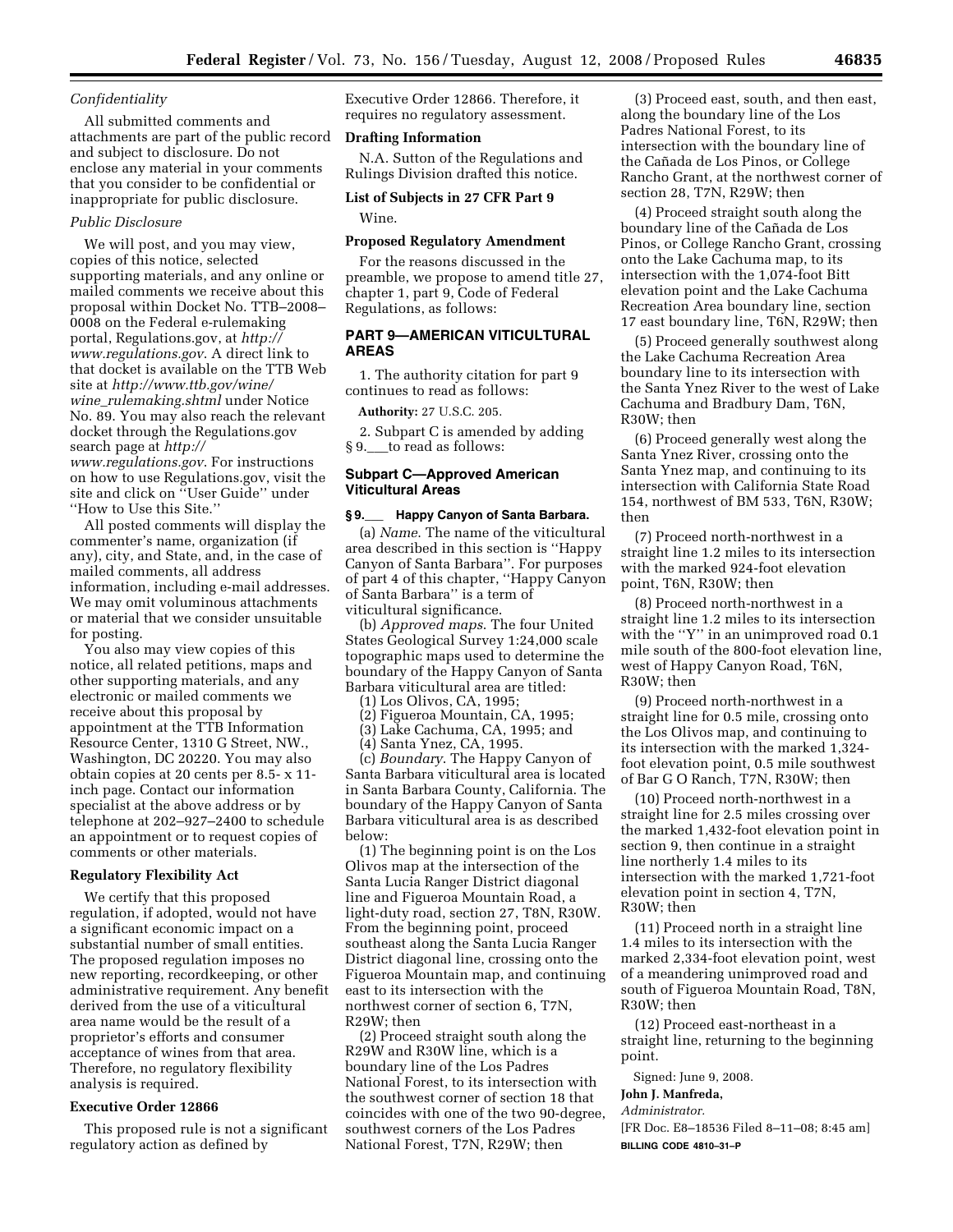*Confidentiality*

All submitted comments and attachments are part of the public record and subject to disclosure. Do not enclose any material in your comments that you consider to be confidential or inappropriate for public disclosure.

*Public Disclosure*

We will post, and you may view, copies of this notice, selected supporting materials, and any online or mailed comments we receive about this proposal within Docket No. TTB–2008–0008 on the Federal e-rulemaking portal, Regulations.gov, at *http://www.regulations.gov*. A direct link to that docket is available on the TTB Web site at *http://www.ttb.gov/wine/wine_rulemaking.shtml* under Notice No. 89. You may also reach the relevant docket through the Regulations.gov search page at *http://www.regulations.gov*. For instructions on how to use Regulations.gov, visit the site and click on ''User Guide'' under ''How to Use this Site.''

All posted comments will display the commenter's name, organization (if any), city, and State, and, in the case of mailed comments, all address information, including e-mail addresses. We may omit voluminous attachments or material that we consider unsuitable for posting.

You also may view copies of this notice, all related petitions, maps and other supporting materials, and any electronic or mailed comments we receive about this proposal by appointment at the TTB Information Resource Center, 1310 G Street, NW., Washington, DC 20220. You may also obtain copies at 20 cents per 8.5- x 11-inch page. Contact our information specialist at the above address or by telephone at 202–927–2400 to schedule an appointment or to request copies of comments or other materials.

**Regulatory Flexibility Act**

We certify that this proposed regulation, if adopted, would not have a significant economic impact on a substantial number of small entities. The proposed regulation imposes no new reporting, recordkeeping, or other administrative requirement. Any benefit derived from the use of a viticultural area name would be the result of a proprietor's efforts and consumer acceptance of wines from that area. Therefore, no regulatory flexibility analysis is required.

**Executive Order 12866**

This proposed rule is not a significant regulatory action as defined by Executive Order 12866. Therefore, it requires no regulatory assessment.

**Drafting Information**

N.A. Sutton of the Regulations and Rulings Division drafted this notice.

**List of Subjects in 27 CFR Part 9**

Wine.

**Proposed Regulatory Amendment**

For the reasons discussed in the preamble, we propose to amend title 27, chapter 1, part 9, Code of Federal Regulations, as follows:

**PART 9—AMERICAN VITICULTURAL AREAS**

1. The authority citation for part 9 continues to read as follows:

**Authority:** 27 U.S.C. 205.

2. Subpart C is amended by adding § 9.___to read as follows:

**Subpart C—Approved American Viticultural Areas**

**§ 9.___ Happy Canyon of Santa Barbara.**

(a) *Name*. The name of the viticultural area described in this section is ''Happy Canyon of Santa Barbara''. For purposes of part 4 of this chapter, ''Happy Canyon of Santa Barbara'' is a term of viticultural significance.

(b) *Approved maps*. The four United States Geological Survey 1:24,000 scale topographic maps used to determine the boundary of the Happy Canyon of Santa Barbara viticultural area are titled:

(1) Los Olivos, CA, 1995;

(2) Figueroa Mountain, CA, 1995;

(3) Lake Cachuma, CA, 1995; and

(4) Santa Ynez, CA, 1995.

(c) *Boundary*. The Happy Canyon of Santa Barbara viticultural area is located in Santa Barbara County, California. The boundary of the Happy Canyon of Santa Barbara viticultural area is as described below:

(1) The beginning point is on the Los Olivos map at the intersection of the Santa Lucia Ranger District diagonal line and Figueroa Mountain Road, a light-duty road, section 27, T8N, R30W. From the beginning point, proceed southeast along the Santa Lucia Ranger District diagonal line, crossing onto the Figueroa Mountain map, and continuing east to its intersection with the northwest corner of section 6, T7N, R29W; then

(2) Proceed straight south along the R29W and R30W line, which is a boundary line of the Los Padres National Forest, to its intersection with the southwest corner of section 18 that coincides with one of the two 90-degree, southwest corners of the Los Padres National Forest, T7N, R29W; then

(3) Proceed east, south, and then east, along the boundary line of the Los Padres National Forest, to its intersection with the boundary line of the Cañada de Los Pinos, or College Rancho Grant, at the northwest corner of section 28, T7N, R29W; then

(4) Proceed straight south along the boundary line of the Cañada de Los Pinos, or College Rancho Grant, crossing onto the Lake Cachuma map, to its intersection with the 1,074-foot Bitt elevation point and the Lake Cachuma Recreation Area boundary line, section 17 east boundary line, T6N, R29W; then

(5) Proceed generally southwest along the Lake Cachuma Recreation Area boundary line to its intersection with the Santa Ynez River to the west of Lake Cachuma and Bradbury Dam, T6N, R30W; then

(6) Proceed generally west along the Santa Ynez River, crossing onto the Santa Ynez map, and continuing to its intersection with California State Road 154, northwest of BM 533, T6N, R30W; then

(7) Proceed north-northwest in a straight line 1.2 miles to its intersection with the marked 924-foot elevation point, T6N, R30W; then

(8) Proceed north-northwest in a straight line 1.2 miles to its intersection with the ''Y'' in an unimproved road 0.1 mile south of the 800-foot elevation line, west of Happy Canyon Road, T6N, R30W; then

(9) Proceed north-northwest in a straight line for 0.5 mile, crossing onto the Los Olivos map, and continuing to its intersection with the marked 1,324-foot elevation point, 0.5 mile southwest of Bar G O Ranch, T7N, R30W; then

(10) Proceed north-northwest in a straight line for 2.5 miles crossing over the marked 1,432-foot elevation point in section 9, then continue in a straight line northerly 1.4 miles to its intersection with the marked 1,721-foot elevation point in section 4, T7N, R30W; then

(11) Proceed north in a straight line 1.4 miles to its intersection with the marked 2,334-foot elevation point, west of a meandering unimproved road and south of Figueroa Mountain Road, T8N, R30W; then

(12) Proceed east-northeast in a straight line, returning to the beginning point.

Signed: June 9, 2008.

**John J. Manfreda,**

*Administrator.*

[FR Doc. E8–18536 Filed 8–11–08; 8:45 am]

**BILLING CODE 4810–31–P**